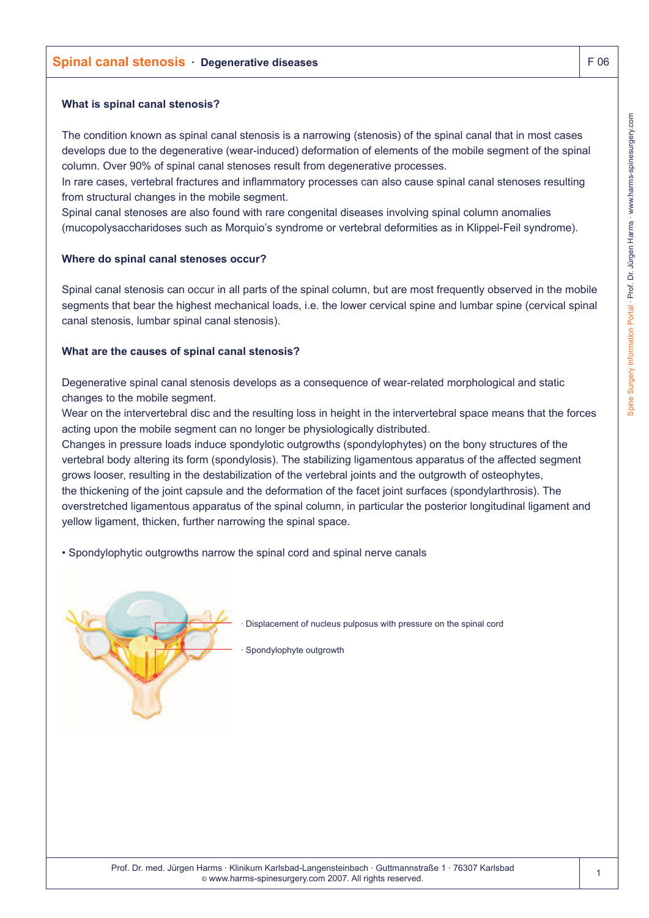## Spinal canal stenosis · Degenerative diseases

### What is spinal canal stenosis?

The condition known as spinal canal stenosis is a narrowing (stenosis) of the spinal canal that in most cases develops due to the degenerative (wear-induced) deformation of elements of the mobile segment of the spinal column. Over 90% of spinal canal stenoses result from degenerative processes.
In rare cases, vertebral fractures and inflammatory processes can also cause spinal canal stenoses resulting from structural changes in the mobile segment.
Spinal canal stenoses are also found with rare congenital diseases involving spinal column anomalies (mucopolysaccharidoses such as Morquio's syndrome or vertebral deformities as in Klippel-Feil syndrome).

### Where do spinal canal stenoses occur?

Spinal canal stenosis can occur in all parts of the spinal column, but are most frequently observed in the mobile segments that bear the highest mechanical loads, i.e. the lower cervical spine and lumbar spine (cervical spinal canal stenosis, lumbar spinal canal stenosis).

### What are the causes of spinal canal stenosis?

Degenerative spinal canal stenosis develops as a consequence of wear-related morphological and static changes to the mobile segment.
Wear on the intervertebral disc and the resulting loss in height in the intervertebral space means that the forces acting upon the mobile segment can no longer be physiologically distributed.
Changes in pressure loads induce spondylotic outgrowths (spondylophytes) on the bony structures of the vertebral body altering its form (spondylosis). The stabilizing ligamentous apparatus of the affected segment grows looser, resulting in the destabilization of the vertebral joints and the outgrowth of osteophytes, the thickening of the joint capsule and the deformation of the facet joint surfaces (spondylarthrosis). The overstretched ligamentous apparatus of the spinal column, in particular the posterior longitudinal ligament and yellow ligament, thicken, further narrowing the spinal space.

- Spondylophytic outgrowths narrow the spinal cord and spinal nerve canals

· Displacement of nucleus pulposus with pressure on the spinal cord

· Spondylophyte outgrowth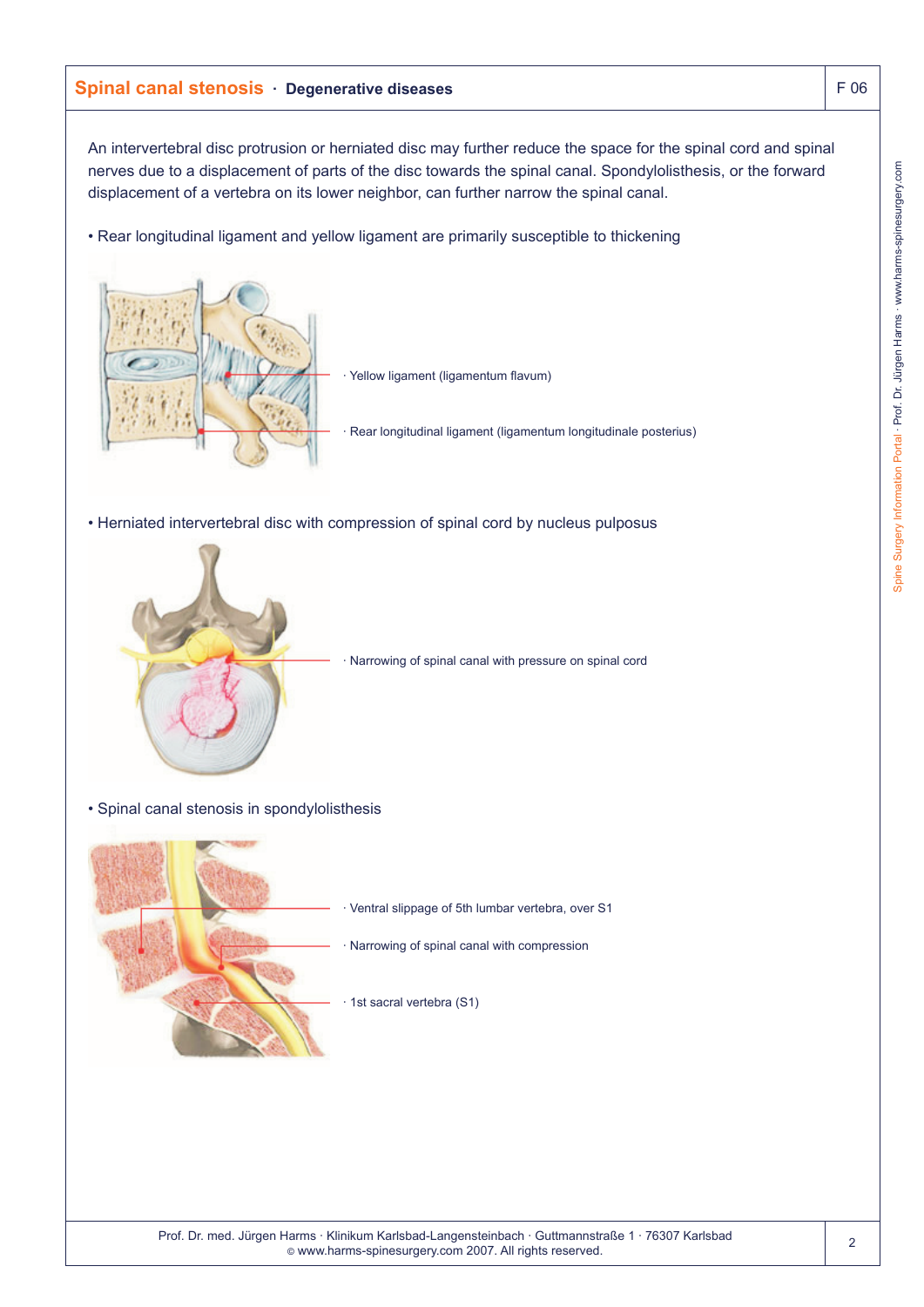## Spinal canal stenosis · Degenerative diseases

F 06

An intervertebral disc protrusion or herniated disc may further reduce the space for the spinal cord and spinal nerves due to a displacement of parts of the disc towards the spinal canal. Spondylolisthesis, or the forward displacement of a vertebra on its lower neighbor, can further narrow the spinal canal.

- Rear longitudinal ligament and yellow ligament are primarily susceptible to thickening

· Yellow ligament (ligamentum flavum)

· Rear longitudinal ligament (ligamentum longitudinale posterius)

- Herniated intervertebral disc with compression of spinal cord by nucleus pulposus

· Narrowing of spinal canal with pressure on spinal cord

- Spinal canal stenosis in spondylolisthesis

· Ventral slippage of 5th lumbar vertebra, over S1

· Narrowing of spinal canal with compression

· 1st sacral vertebra (S1)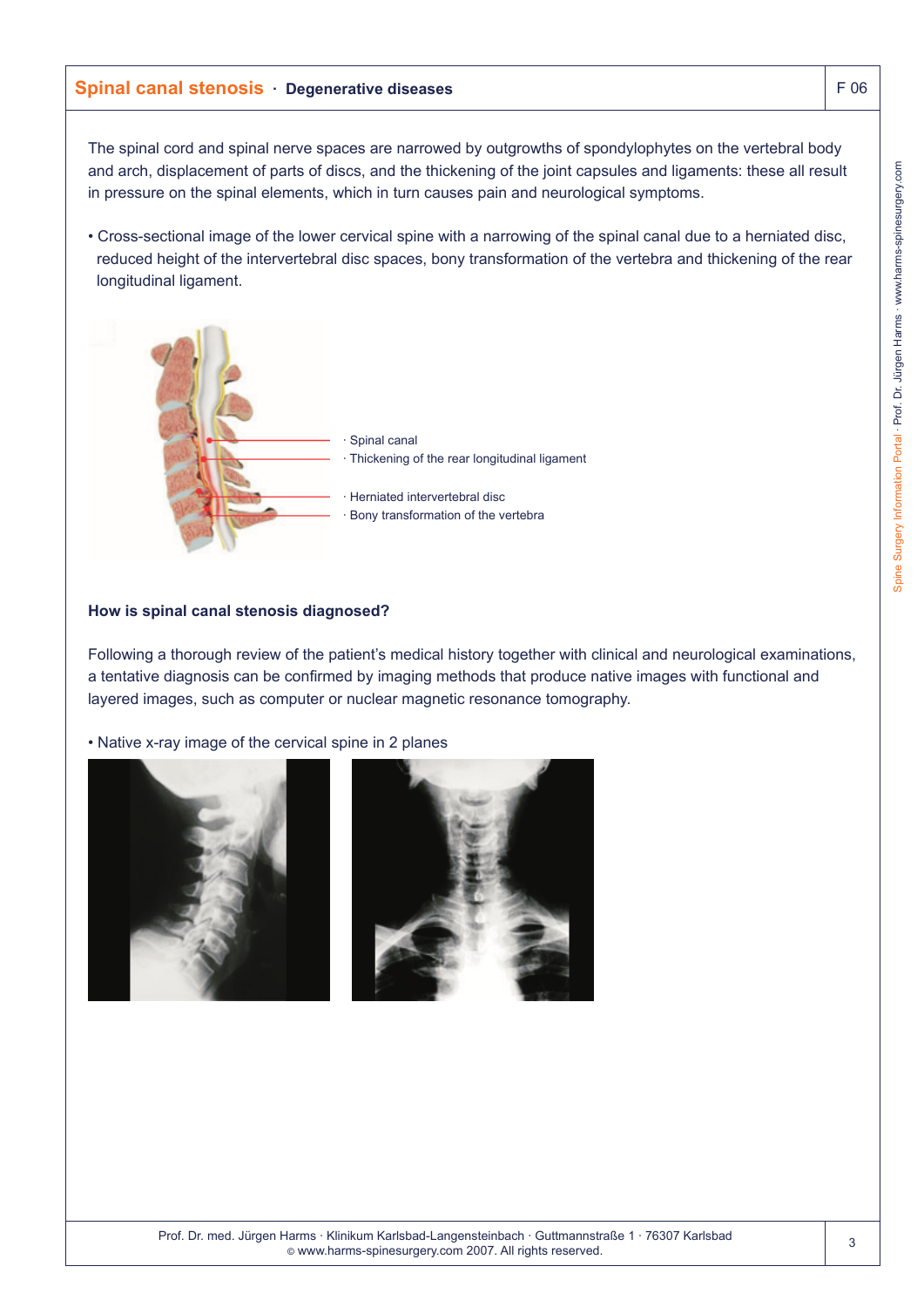## Spinal canal stenosis · Degenerative diseases

The spinal cord and spinal nerve spaces are narrowed by outgrowths of spondylophytes on the vertebral body and arch, displacement of parts of discs, and the thickening of the joint capsules and ligaments: these all result in pressure on the spinal elements, which in turn causes pain and neurological symptoms.

- Cross-sectional image of the lower cervical spine with a narrowing of the spinal canal due to a herniated disc, reduced height of the intervertebral disc spaces, bony transformation of the vertebra and thickening of the rear longitudinal ligament.

· Spinal canal
· Thickening of the rear longitudinal ligament
· Herniated intervertebral disc
· Bony transformation of the vertebra

**How is spinal canal stenosis diagnosed?**

Following a thorough review of the patient's medical history together with clinical and neurological examinations, a tentative diagnosis can be confirmed by imaging methods that produce native images with functional and layered images, such as computer or nuclear magnetic resonance tomography.

- Native x-ray image of the cervical spine in 2 planes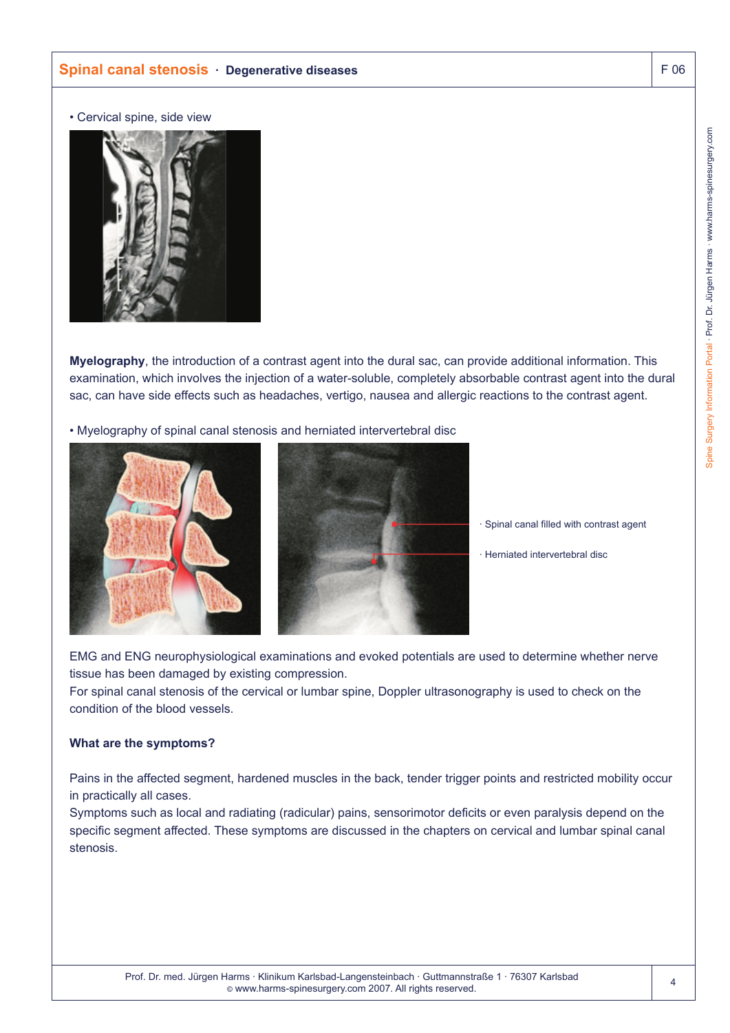• Cervical spine, side view

**Myelography**, the introduction of a contrast agent into the dural sac, can provide additional information. This examination, which involves the injection of a water-soluble, completely absorbable contrast agent into the dural sac, can have side effects such as headaches, vertigo, nausea and allergic reactions to the contrast agent.

• Myelography of spinal canal stenosis and herniated intervertebral disc

· Spinal canal filled with contrast agent

· Herniated intervertebral disc

EMG and ENG neurophysiological examinations and evoked potentials are used to determine whether nerve tissue has been damaged by existing compression.
For spinal canal stenosis of the cervical or lumbar spine, Doppler ultrasonography is used to check on the condition of the blood vessels.

**What are the symptoms?**

Pains in the affected segment, hardened muscles in the back, tender trigger points and restricted mobility occur in practically all cases.
Symptoms such as local and radiating (radicular) pains, sensorimotor deficits or even paralysis depend on the specific segment affected. These symptoms are discussed in the chapters on cervical and lumbar spinal canal stenosis.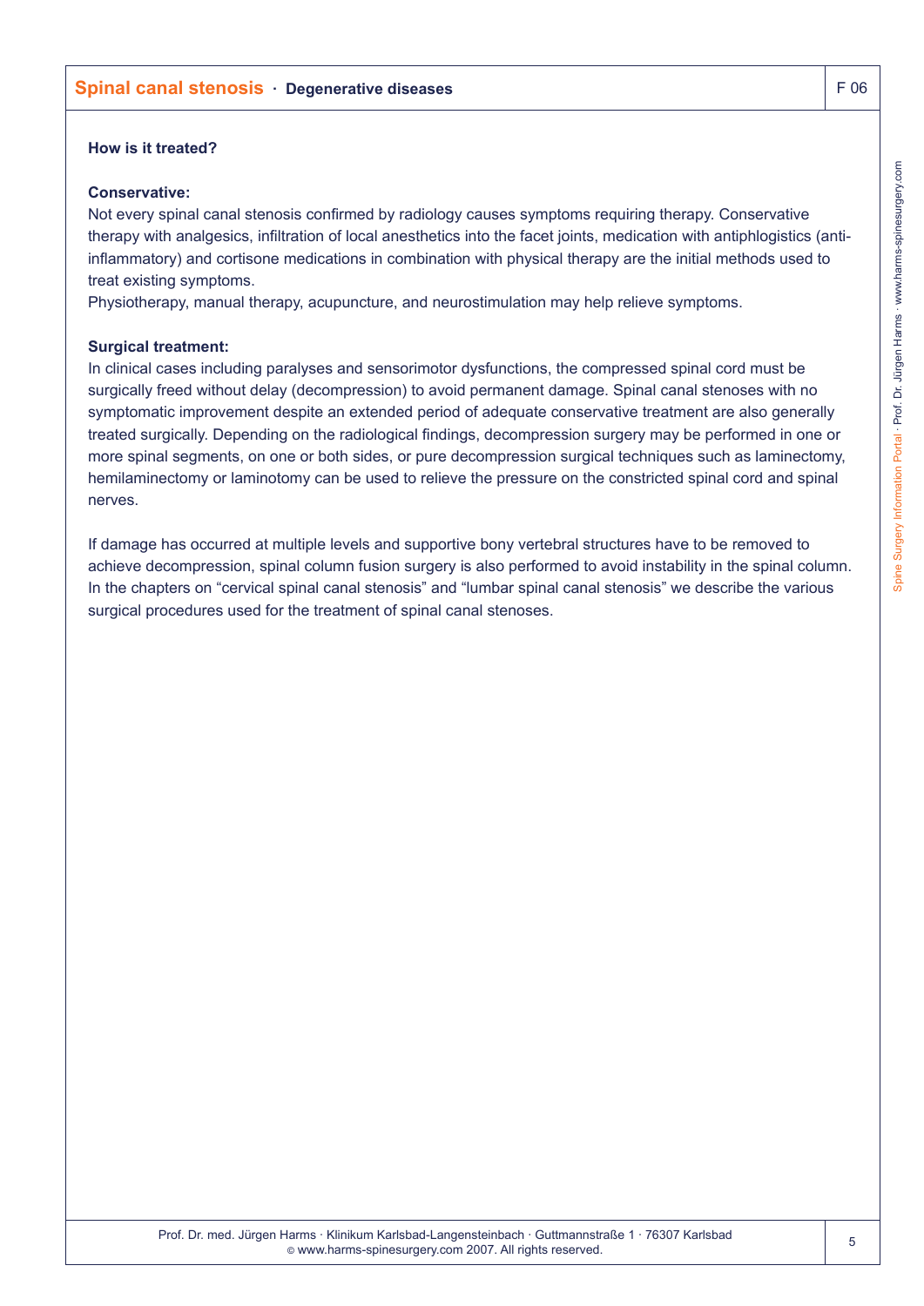**How is it treated?**

**Conservative:**

Not every spinal canal stenosis confirmed by radiology causes symptoms requiring therapy. Conservative therapy with analgesics, infiltration of local anesthetics into the facet joints, medication with antiphlogistics (anti-inflammatory) and cortisone medications in combination with physical therapy are the initial methods used to treat existing symptoms.

Physiotherapy, manual therapy, acupuncture, and neurostimulation may help relieve symptoms.

**Surgical treatment:**

In clinical cases including paralyses and sensorimotor dysfunctions, the compressed spinal cord must be surgically freed without delay (decompression) to avoid permanent damage. Spinal canal stenoses with no symptomatic improvement despite an extended period of adequate conservative treatment are also generally treated surgically. Depending on the radiological findings, decompression surgery may be performed in one or more spinal segments, on one or both sides, or pure decompression surgical techniques such as laminectomy, hemilaminectomy or laminotomy can be used to relieve the pressure on the constricted spinal cord and spinal nerves.

If damage has occurred at multiple levels and supportive bony vertebral structures have to be removed to achieve decompression, spinal column fusion surgery is also performed to avoid instability in the spinal column. In the chapters on “cervical spinal canal stenosis” and “lumbar spinal canal stenosis” we describe the various surgical procedures used for the treatment of spinal canal stenoses.